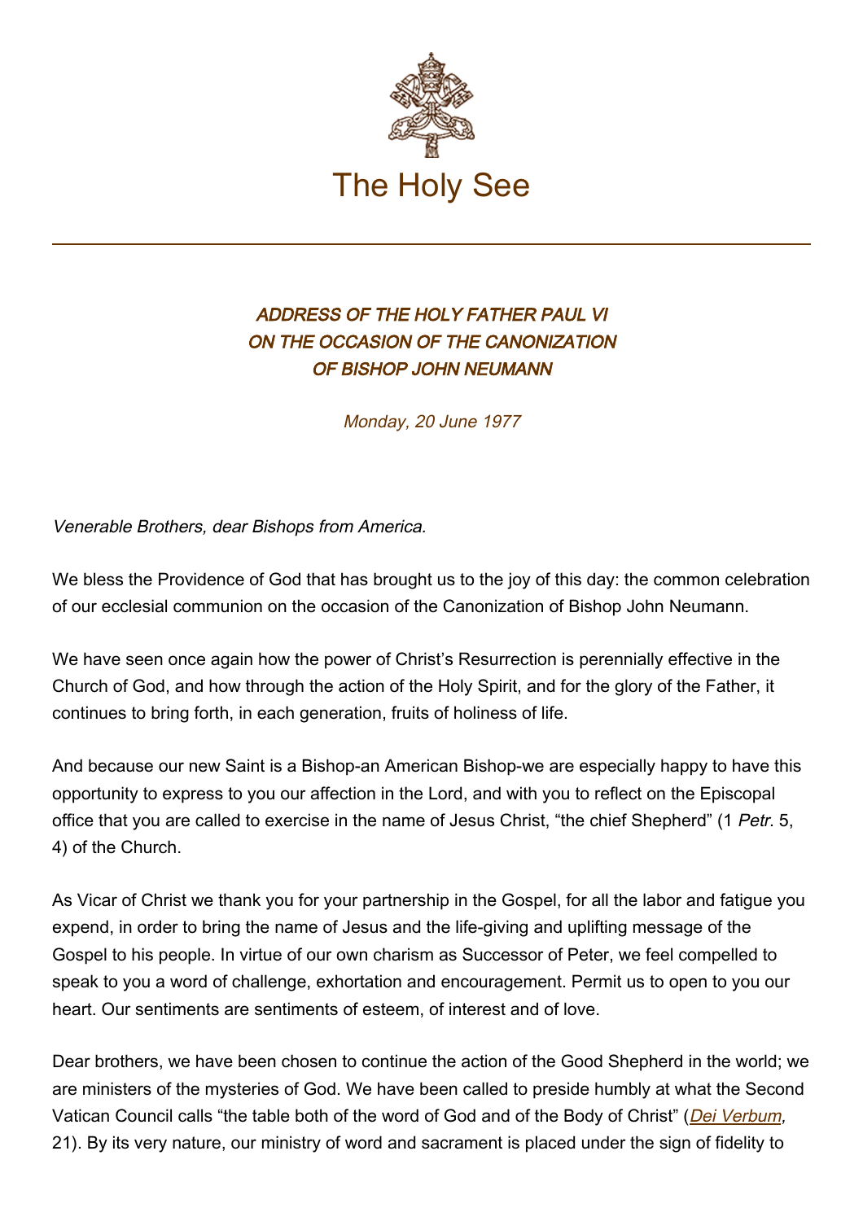The Holy See

# *ADDRESS OF THE HOLY FATHER PAUL VI ON THE OCCASION OF THE CANONIZATION OF BISHOP JOHN NEUMANN*

*Monday, 20 June 1977*

*Venerable Brothers, dear Bishops from America.*

We bless the Providence of God that has brought us to the joy of this day: the common celebration of our ecclesial communion on the occasion of the Canonization of Bishop John Neumann.

We have seen once again how the power of Christ's Resurrection is perennially effective in the Church of God, and how through the action of the Holy Spirit, and for the glory of the Father, it continues to bring forth, in each generation, fruits of holiness of life.

And because our new Saint is a Bishop-an American Bishop-we are especially happy to have this opportunity to express to you our affection in the Lord, and with you to reflect on the Episcopal office that you are called to exercise in the name of Jesus Christ, "the chief Shepherd" (1 *Petr.* 5, 4) of the Church.

As Vicar of Christ we thank you for your partnership in the Gospel, for all the labor and fatigue you expend, in order to bring the name of Jesus and the life-giving and uplifting message of the Gospel to his people. In virtue of our own charism as Successor of Peter, we feel compelled to speak to you a word of challenge, exhortation and encouragement. Permit us to open to you our heart. Our sentiments are sentiments of esteem, of interest and of love.

Dear brothers, we have been chosen to continue the action of the Good Shepherd in the world; we are ministers of the mysteries of God. We have been called to preside humbly at what the Second Vatican Council calls "the table both of the word of God and of the Body of Christ" (*Dei Verbum,* 21). By its very nature, our ministry of word and sacrament is placed under the sign of fidelity to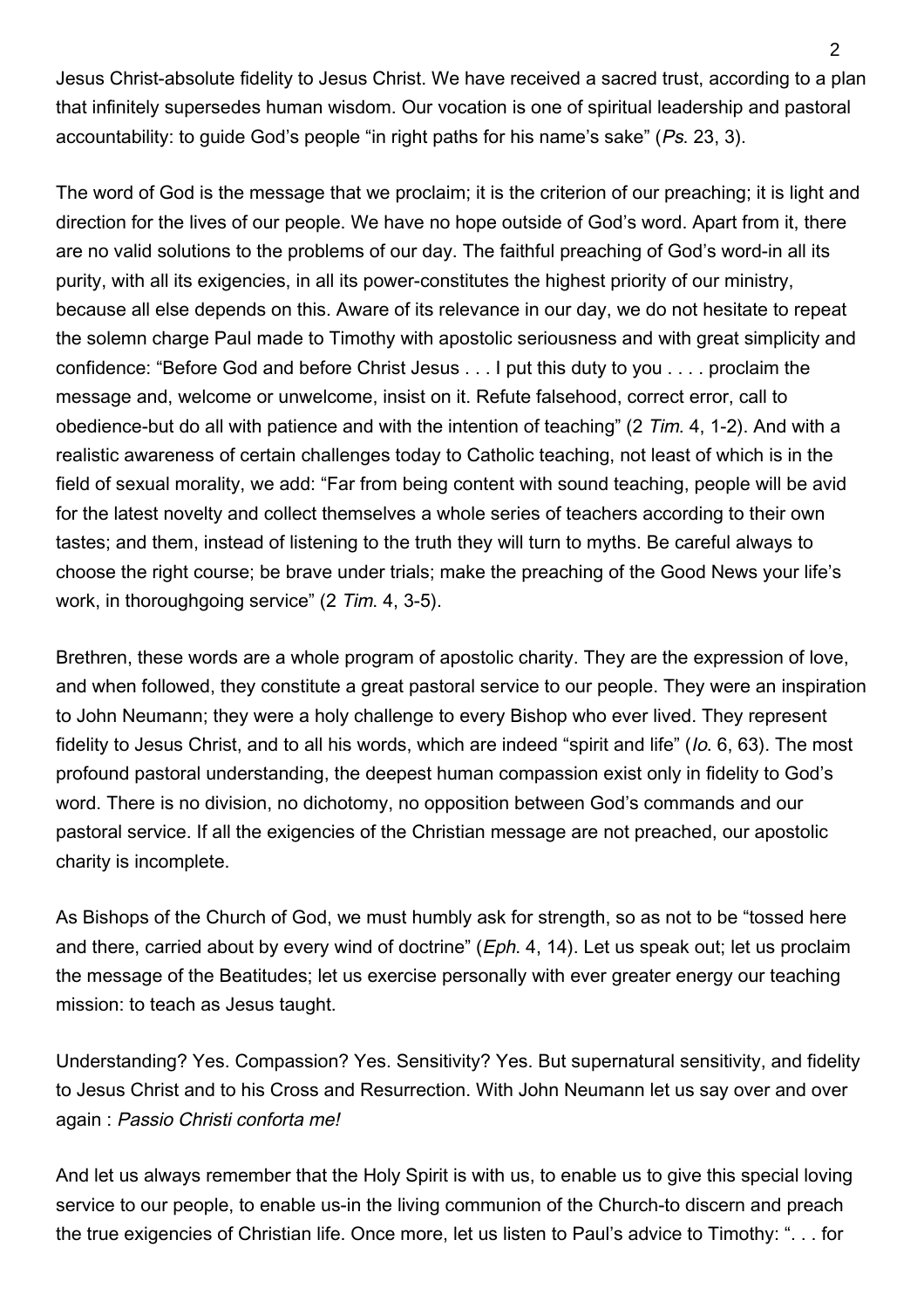Jesus Christ-absolute fidelity to Jesus Christ. We have received a sacred trust, according to a plan that infinitely supersedes human wisdom. Our vocation is one of spiritual leadership and pastoral accountability: to guide God's people "in right paths for his name's sake" (*Ps*. 23, 3).

The word of God is the message that we proclaim; it is the criterion of our preaching; it is light and direction for the lives of our people. We have no hope outside of God's word. Apart from it, there are no valid solutions to the problems of our day. The faithful preaching of God's word-in all its purity, with all its exigencies, in all its power-constitutes the highest priority of our ministry, because all else depends on this. Aware of its relevance in our day, we do not hesitate to repeat the solemn charge Paul made to Timothy with apostolic seriousness and with great simplicity and confidence: "Before God and before Christ Jesus . . . I put this duty to you . . . . proclaim the message and, welcome or unwelcome, insist on it. Refute falsehood, correct error, call to obedience-but do all with patience and with the intention of teaching" (2 *Tim*. 4, 1-2). And with a realistic awareness of certain challenges today to Catholic teaching, not least of which is in the field of sexual morality, we add: "Far from being content with sound teaching, people will be avid for the latest novelty and collect themselves a whole series of teachers according to their own tastes; and them, instead of listening to the truth they will turn to myths. Be careful always to choose the right course; be brave under trials; make the preaching of the Good News your life's work, in thoroughgoing service" (2 *Tim*. 4, 3-5).

Brethren, these words are a whole program of apostolic charity. They are the expression of love, and when followed, they constitute a great pastoral service to our people. They were an inspiration to John Neumann; they were a holy challenge to every Bishop who ever lived. They represent fidelity to Jesus Christ, and to all his words, which are indeed "spirit and life" (*Io*. 6, 63). The most profound pastoral understanding, the deepest human compassion exist only in fidelity to God's word. There is no division, no dichotomy, no opposition between God's commands and our pastoral service. If all the exigencies of the Christian message are not preached, our apostolic charity is incomplete.

As Bishops of the Church of God, we must humbly ask for strength, so as not to be "tossed here and there, carried about by every wind of doctrine" (*Eph*. 4, 14). Let us speak out; let us proclaim the message of the Beatitudes; let us exercise personally with ever greater energy our teaching mission: to teach as Jesus taught.

Understanding? Yes. Compassion? Yes. Sensitivity? Yes. But supernatural sensitivity, and fidelity to Jesus Christ and to his Cross and Resurrection. With John Neumann let us say over and over again : *Passio Christi conforta me!*

And let us always remember that the Holy Spirit is with us, to enable us to give this special loving service to our people, to enable us-in the living communion of the Church-to discern and preach the true exigencies of Christian life. Once more, let us listen to Paul's advice to Timothy: ". . . for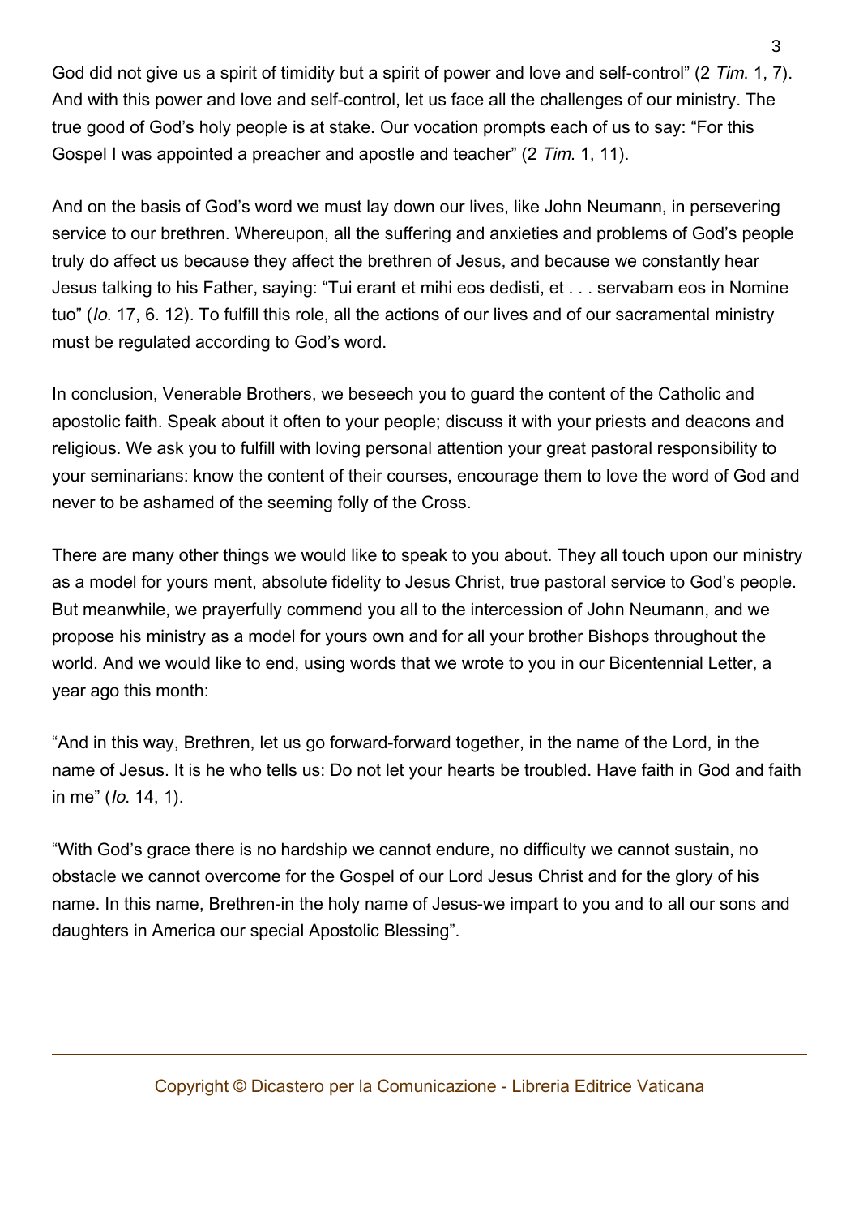God did not give us a spirit of timidity but a spirit of power and love and self-control" (2 *Tim.* 1, 7). And with this power and love and self-control, let us face all the challenges of our ministry. The true good of God's holy people is at stake. Our vocation prompts each of us to say: "For this Gospel I was appointed a preacher and apostle and teacher" (2 *Tim.* 1, 11).

And on the basis of God's word we must lay down our lives, like John Neumann, in persevering service to our brethren. Whereupon, all the suffering and anxieties and problems of God's people truly do affect us because they affect the brethren of Jesus, and because we constantly hear Jesus talking to his Father, saying: "Tui erant et mihi eos dedisti, et . . . servabam eos in Nomine tuo" (*Io.* 17, 6. 12). To fulfill this role, all the actions of our lives and of our sacramental ministry must be regulated according to God's word.

In conclusion, Venerable Brothers, we beseech you to guard the content of the Catholic and apostolic faith. Speak about it often to your people; discuss it with your priests and deacons and religious. We ask you to fulfill with loving personal attention your great pastoral responsibility to your seminarians: know the content of their courses, encourage them to love the word of God and never to be ashamed of the seeming folly of the Cross.

There are many other things we would like to speak to you about. They all touch upon our ministry as a model for yours ment, absolute fidelity to Jesus Christ, true pastoral service to God's people. But meanwhile, we prayerfully commend you all to the intercession of John Neumann, and we propose his ministry as a model for yours own and for all your brother Bishops throughout the world. And we would like to end, using words that we wrote to you in our Bicentennial Letter, a year ago this month:

"And in this way, Brethren, let us go forward-forward together, in the name of the Lord, in the name of Jesus. It is he who tells us: Do not let your hearts be troubled. Have faith in God and faith in me" (*Io.* 14, 1).

"With God's grace there is no hardship we cannot endure, no difficulty we cannot sustain, no obstacle we cannot overcome for the Gospel of our Lord Jesus Christ and for the glory of his name. In this name, Brethren-in the holy name of Jesus-we impart to you and to all our sons and daughters in America our special Apostolic Blessing".

Copyright © Dicastero per la Comunicazione - Libreria Editrice Vaticana